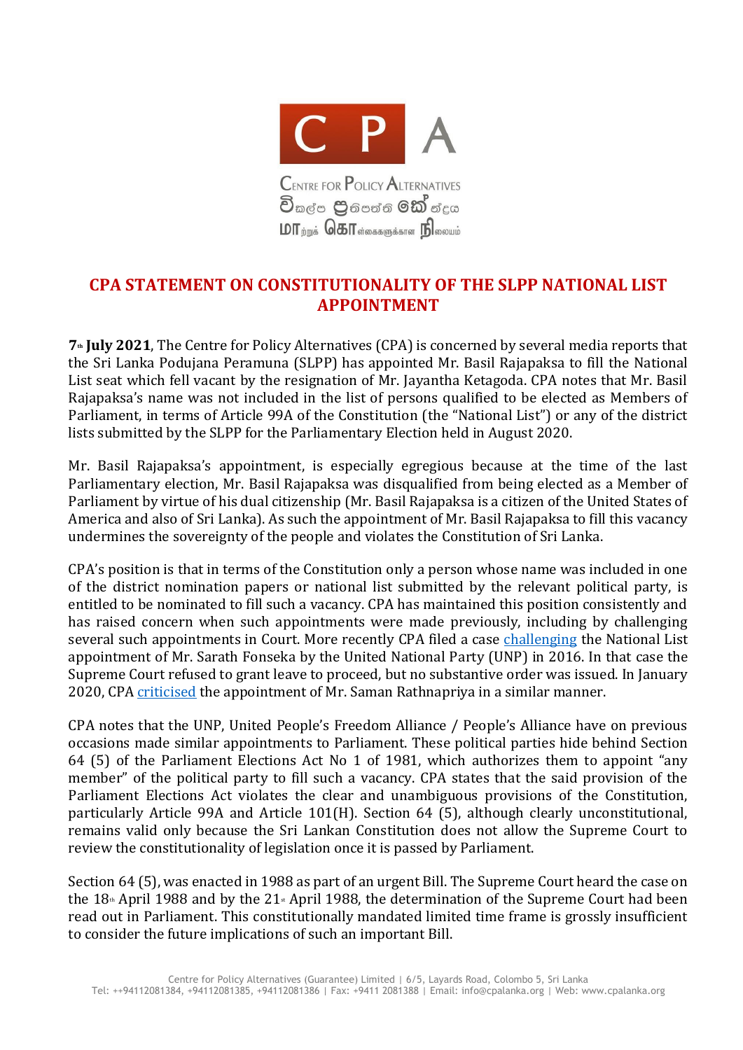# CPA STATEMENT ON CONSTITUTIONALITY OF THE SLPP NATIONAL LIST APPOINTMENT

**7th July 2021**, The Centre for Policy Alternatives (CPA) is concerned by several media reports that the Sri Lanka Podujana Peramuna (SLPP) has appointed Mr. Basil Rajapaksa to fill the National List seat which fell vacant by the resignation of Mr. Jayantha Ketagoda. CPA notes that Mr. Basil Rajapaksa's name was not included in the list of persons qualified to be elected as Members of Parliament, in terms of Article 99A of the Constitution (the "National List") or any of the district lists submitted by the SLPP for the Parliamentary Election held in August 2020.

Mr. Basil Rajapaksa's appointment, is especially egregious because at the time of the last Parliamentary election, Mr. Basil Rajapaksa was disqualified from being elected as a Member of Parliament by virtue of his dual citizenship (Mr. Basil Rajapaksa is a citizen of the United States of America and also of Sri Lanka). As such the appointment of Mr. Basil Rajapaksa to fill this vacancy undermines the sovereignty of the people and violates the Constitution of Sri Lanka.

CPA's position is that in terms of the Constitution only a person whose name was included in one of the district nomination papers or national list submitted by the relevant political party, is entitled to be nominated to fill such a vacancy. CPA has maintained this position consistently and has raised concern when such appointments were made previously, including by challenging several such appointments in Court. More recently CPA filed a case challenging the National List appointment of Mr. Sarath Fonseka by the United National Party (UNP) in 2016. In that case the Supreme Court refused to grant leave to proceed, but no substantive order was issued. In January 2020, CPA criticised the appointment of Mr. Saman Rathnapriya in a similar manner.

CPA notes that the UNP, United People's Freedom Alliance / People's Alliance have on previous occasions made similar appointments to Parliament. These political parties hide behind Section 64 (5) of the Parliament Elections Act No 1 of 1981, which authorizes them to appoint "any member" of the political party to fill such a vacancy. CPA states that the said provision of the Parliament Elections Act violates the clear and unambiguous provisions of the Constitution, particularly Article 99A and Article 101(H). Section 64 (5), although clearly unconstitutional, remains valid only because the Sri Lankan Constitution does not allow the Supreme Court to review the constitutionality of legislation once it is passed by Parliament.

Section 64 (5), was enacted in 1988 as part of an urgent Bill. The Supreme Court heard the case on the 18th April 1988 and by the 21st April 1988, the determination of the Supreme Court had been read out in Parliament. This constitutionally mandated limited time frame is grossly insufficient to consider the future implications of such an important Bill.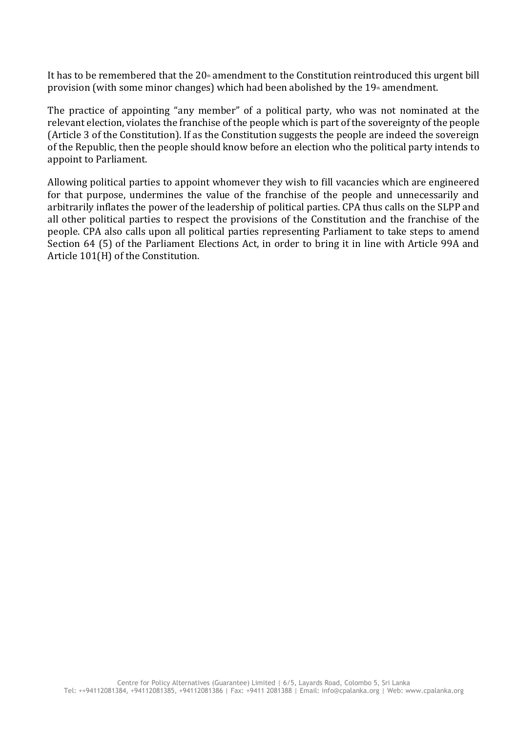It has to be remembered that the 20th amendment to the Constitution reintroduced this urgent bill provision (with some minor changes) which had been abolished by the 19th amendment.

The practice of appointing "any member" of a political party, who was not nominated at the relevant election, violates the franchise of the people which is part of the sovereignty of the people (Article 3 of the Constitution). If as the Constitution suggests the people are indeed the sovereign of the Republic, then the people should know before an election who the political party intends to appoint to Parliament.

Allowing political parties to appoint whomever they wish to fill vacancies which are engineered for that purpose, undermines the value of the franchise of the people and unnecessarily and arbitrarily inflates the power of the leadership of political parties. CPA thus calls on the SLPP and all other political parties to respect the provisions of the Constitution and the franchise of the people. CPA also calls upon all political parties representing Parliament to take steps to amend Section 64 (5) of the Parliament Elections Act, in order to bring it in line with Article 99A and Article 101(H) of the Constitution.